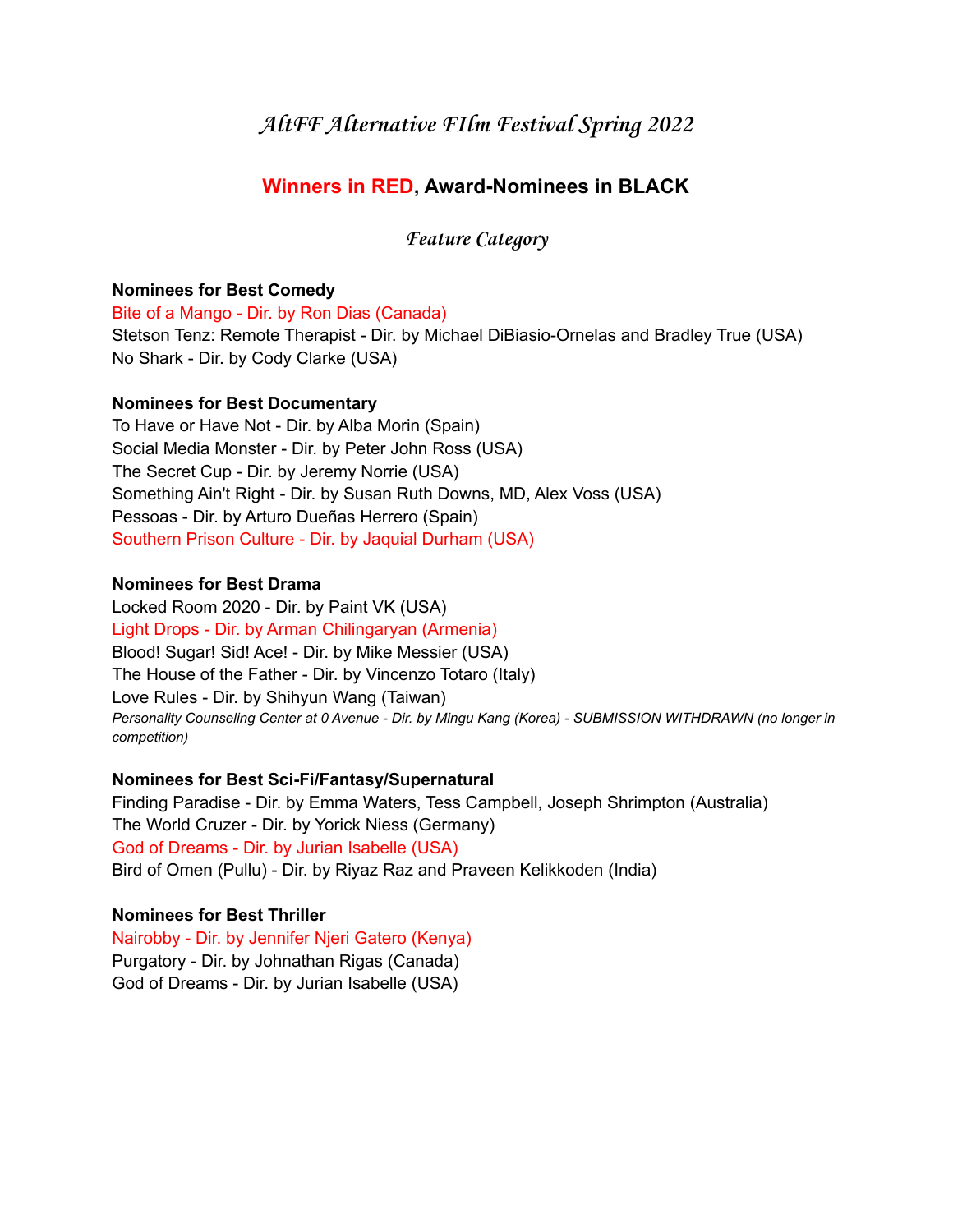# *AltFF Alternative FIlm Festival Spring 2022*

## Winners in RED, Award-Nominees in BLACK

### *Feature Category*

**Nominees for Best Comedy**

Bite of a Mango - Dir. by Ron Dias (Canada)
Stetson Tenz: Remote Therapist - Dir. by Michael DiBiasio-Ornelas and Bradley True (USA)
No Shark - Dir. by Cody Clarke (USA)

**Nominees for Best Documentary**

To Have or Have Not - Dir. by Alba Morin (Spain)
Social Media Monster - Dir. by Peter John Ross (USA)
The Secret Cup - Dir. by Jeremy Norrie (USA)
Something Ain't Right - Dir. by Susan Ruth Downs, MD, Alex Voss (USA)
Pessoas - Dir. by Arturo Dueñas Herrero (Spain)
Southern Prison Culture - Dir. by Jaquial Durham (USA)

**Nominees for Best Drama**

Locked Room 2020 - Dir. by Paint VK (USA)
Light Drops - Dir. by Arman Chilingaryan (Armenia)
Blood! Sugar! Sid! Ace! - Dir. by Mike Messier (USA)
The House of the Father - Dir. by Vincenzo Totaro (Italy)
Love Rules - Dir. by Shihyun Wang (Taiwan)
*Personality Counseling Center at 0 Avenue - Dir. by Mingu Kang (Korea) - SUBMISSION WITHDRAWN (no longer in competition)*

**Nominees for Best Sci-Fi/Fantasy/Supernatural**

Finding Paradise - Dir. by Emma Waters, Tess Campbell, Joseph Shrimpton (Australia)
The World Cruzer - Dir. by Yorick Niess (Germany)
God of Dreams - Dir. by Jurian Isabelle (USA)
Bird of Omen (Pullu) - Dir. by Riyaz Raz and Praveen Kelikkoden (India)

**Nominees for Best Thriller**

Nairobby - Dir. by Jennifer Njeri Gatero (Kenya)
Purgatory - Dir. by Johnathan Rigas (Canada)
God of Dreams - Dir. by Jurian Isabelle (USA)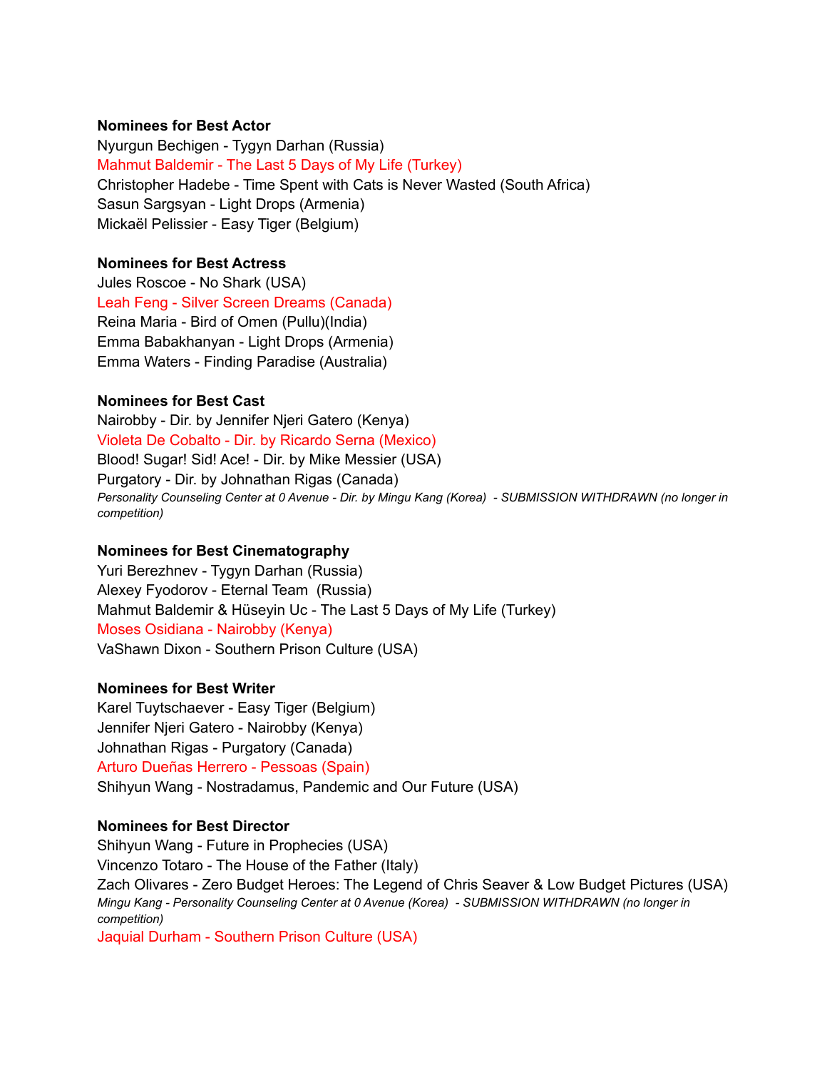**Nominees for Best Actor**

Nyurgun Bechigen - Tygyn Darhan (Russia)
Mahmut Baldemir - The Last 5 Days of My Life (Turkey)
Christopher Hadebe - Time Spent with Cats is Never Wasted (South Africa)
Sasun Sargsyan - Light Drops (Armenia)
Mickaël Pelissier - Easy Tiger (Belgium)

**Nominees for Best Actress**

Jules Roscoe - No Shark (USA)
Leah Feng - Silver Screen Dreams (Canada)
Reina Maria - Bird of Omen (Pullu)(India)
Emma Babakhanyan - Light Drops (Armenia)
Emma Waters - Finding Pradise (Australia)

**Nominees for Best Cast**

Nairobby - Dir. by Jennifer Njeri Gatero (Kenya)
Violeta De Cobalto - Dir. by Ricardo Serna (Mexico)
Blood! Sugar! Sid! Ace! - Dir. by Mike Messier (USA)
Purgatory - Dir. by Johnathan Rigas (Canada)
*Personality Counseling Center at 0 Avenue - Dir. by Mingu Kang (Korea) - SUBMISSION WITHDRAWN (no longer in competition)*

**Nominees for Best Cinematography**

Yuri Berezhnev - Tygyn Darhan (Russia)
Alexey Fyodorov - Eternal Team (Russia)
Mahmut Baldemir & Hüseyin Uc - The Last 5 Days of My Life (Turkey)
Moses Osidiana - Nairobby (Kenya)
VaShawn Dixon - Southern Prison Culture (USA)

**Nominees for Best Writer**

Karel Tuytschaever - Easy Tiger (Belgium)
Jennifer Njeri Gatero - Nairobby (Kenya)
Johnathan Rigas - Purgatory (Canada)
Arturo Dueñas Herrero - Pessoas (Spain)
Shihyun Wang - Nostradamus, Pandemic and Our Future (USA)

**Nominees for Best Director**

Shihyun Wang - Future in Prophecies (USA)
Vincenzo Totaro - The House of the Father (Italy)
Zach Olivares - Zero Budget Heroes: The Legend of Chris Seaver & Low Budget Pictures (USA)
*Mingu Kang - Personality Counseling Center at 0 Avenue (Korea) - SUBMISSION WITHDRAWN (no longer in competition)*
Jaquial Durham - Southern Prison Culture (USA)